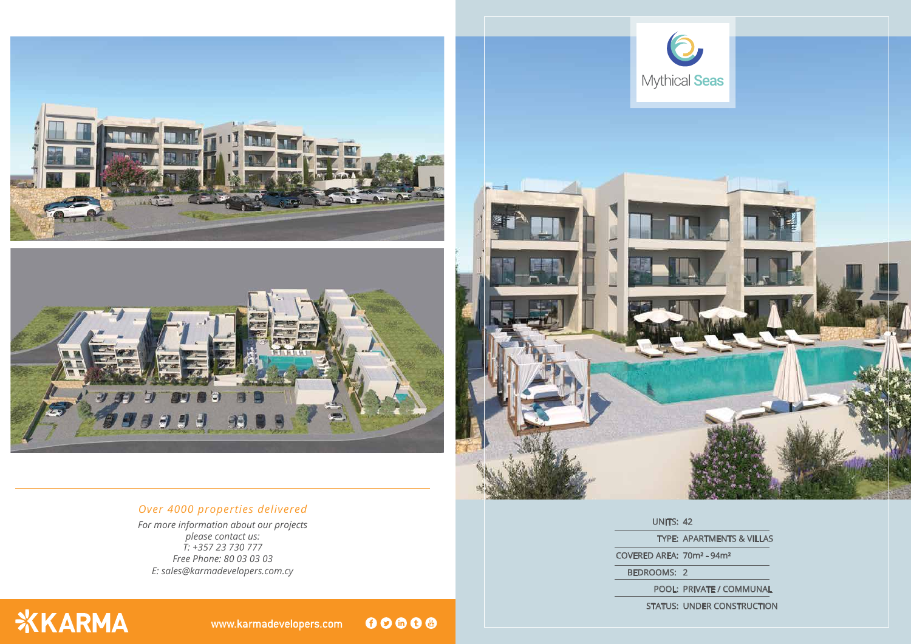# Mythical Seas

| | |
|---|---|
| UNITS: | 42 |
| TYPE: | APARTMENTS & VILLAS |
| COVERED AREA: | 70m² - 94m² |
| BEDROOMS: | 2 |
| POOL: | PRIVATE / COMMUNAL |
| STATUS: | UNDER CONSTRUCTION |

*Over 4000 properties delivered*

*For more information about our projects please contact us:*
*T: +357 23 730 777*
*Free Phone: 80 03 03 03*
*E: sales@karmadevelopers.com.cy*

**KARMA**

www.karmadevelopers.com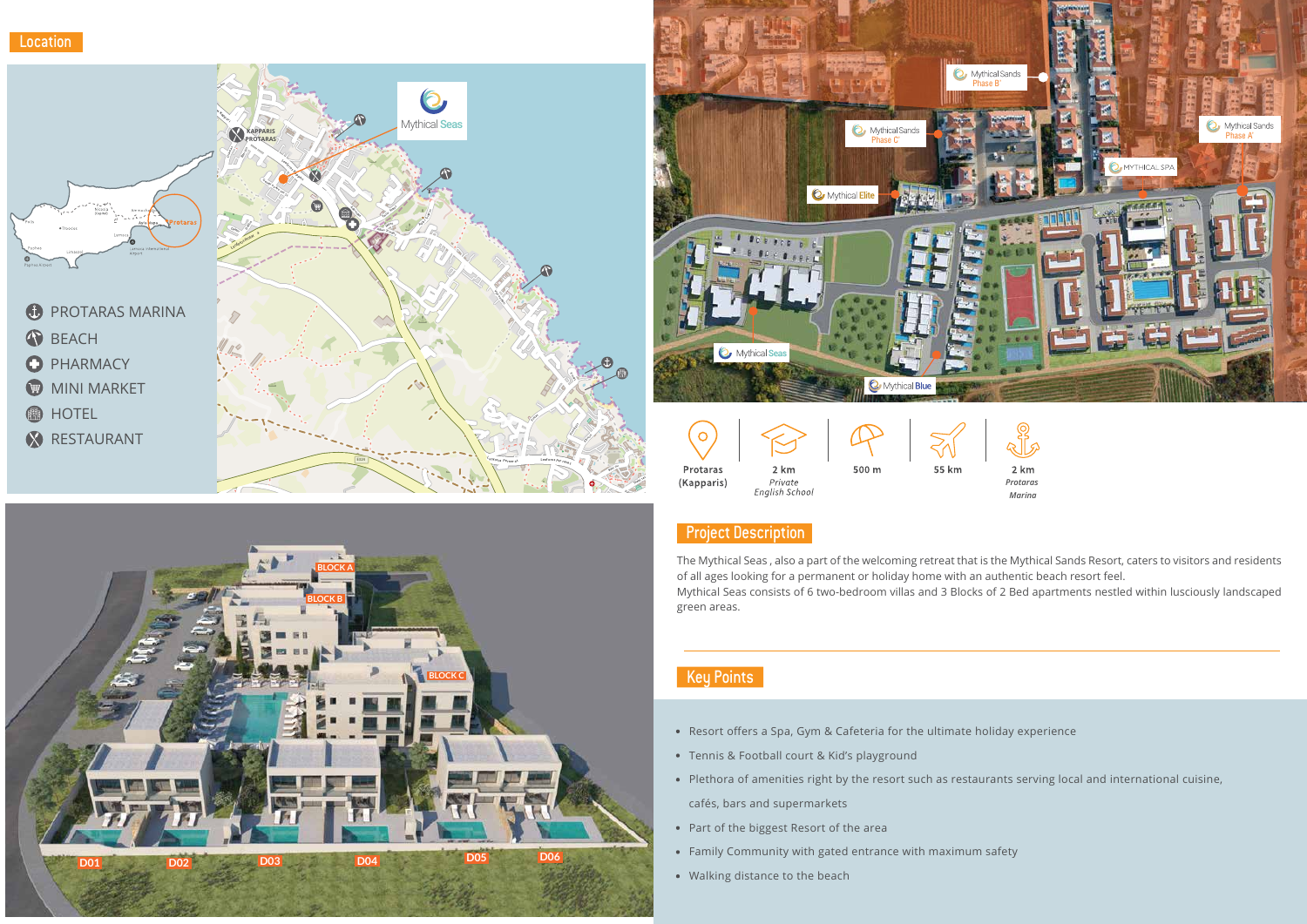## Location

- PROTARAS MARINA
- BEACH
- PHARMACY
- MINI MARKET
- HOTEL
- RESTAURANT

Protaras (Kapparis)

2 km *Private English School*

500 m

55 km

2 km *Protaras Marina*

## Project Description

The Mythical Seas , also a part of the welcoming retreat that is the Mythical Sands Resort, caters to visitors and residents of all ages looking for a permanent or holiday home with an authentic beach resort feel.
Mythical Seas consists of 6 two-bedroom villas and 3 Blocks of 2 Bed apartments nestled within lusciously landscaped green areas.

## Key Points

- Resort offers a Spa, Gym & Cafeteria for the ultimate holiday experience
- Tennis & Football court & Kid's playground
- Plethora of amenities right by the resort such as restaurants serving local and international cuisine, cafés, bars and supermarkets
- Part of the biggest Resort of the area
- Family Community with gated entrance with maximum safety
- Walking distance to the beach